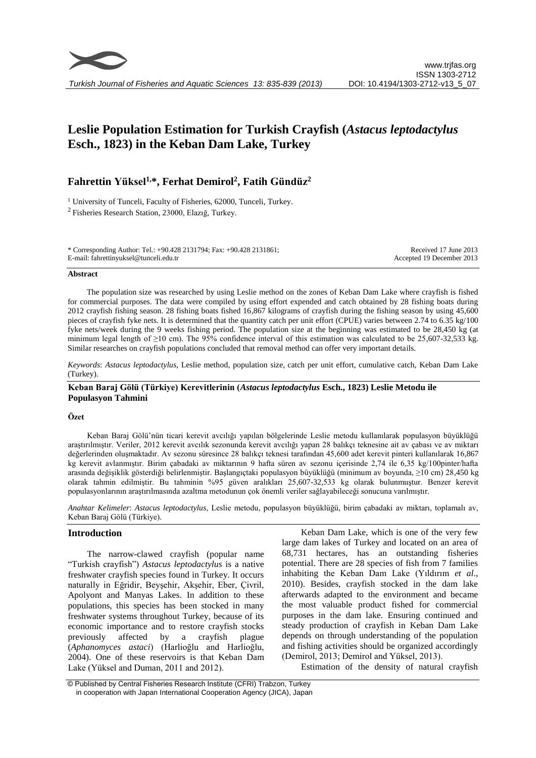# Leslie Population Estimation for Turkish Crayfish (*Astacus leptodactylus* Esch., 1823) in the Keban Dam Lake, Turkey

## Fahrettin Yüksel[1,*], Ferhat Demirol[2], Fatih Gündüz[2]

[1] University of Tunceli, Faculty of Fisheries, 62000, Tunceli, Turkey.

[2] Fisheries Research Station, 23000, Elazığ, Turkey.

\* Corresponding Author: Tel.: +90.428 2131794; Fax: +90.428 2131861;
E-mail: fahrettinyuksel@tunceli.edu.tr

Received 17 June 2013
Accepted 19 December 2013

### Abstract

The population size was researched by using Leslie method on the zones of Keban Dam Lake where crayfish is fished for commercial purposes. The data were compiled by using effort expended and catch obtained by 28 fishing boats during 2012 crayfish fishing season. 28 fishing boats fished 16,867 kilograms of crayfish during the fishing season by using 45,600 pieces of crayfish fyke nets. It is determined that the quantity catch per unit effort (CPUE) varies between 2.74 to 6.35 kg/100 fyke nets/week during the 9 weeks fishing period. The population size at the beginning was estimated to be 28,450 kg (at minimum legal length of ≥10 cm). The 95% confidence interval of this estimation was calculated to be 25,607-32,533 kg. Similar researches on crayfish populations concluded that removal method can offer very important details.

*Keywords*: *Astacus leptodactylus*, Leslie method, population size, catch per unit effort, cumulative catch, Keban Dam Lake (Turkey).

### Keban Baraj Gölü (Türkiye) Kerevitlerinin (*Astacus leptodactylus* Esch., 1823) Leslie Metodu ile Populasyon Tahmini

### Özet

Keban Baraj Gölü'nün ticari kerevit avcılığı yapılan bölgelerinde Leslie metodu kullanılarak populasyon büyüklüğü araştırılmıştır. Veriler, 2012 kerevit avcılık sezonunda kerevit avcılığı yapan 28 balıkçı teknesine ait av çabası ve av miktarı değerlerinden oluşmaktadır. Av sezonu süresince 28 balıkçı teknesi tarafından 45,600 adet kerevit pinteri kullanılarak 16,867 kg kerevit avlanmıştır. Birim çabadaki av miktarının 9 hafta süren av sezonu içerisinde 2,74 ile 6,35 kg/100pinter/hafta arasında değişiklik gösterdiği belirlenmiştir. Başlangıçtaki populasyon büyüklüğü (minimum av boyunda, ≥10 cm) 28,450 kg olarak tahmin edilmiştir. Bu tahminin %95 güven aralıkları 25,607-32,533 kg olarak bulunmuştur. Benzer kerevit populasyonlarının araştırılmasında azaltma metodunun çok önemli veriler sağlayabileceği sonucuna varılmıştır.

*Anahtar Kelimeler*: *Astacus leptodactylus*, Leslie metodu, populasyon büyüklüğü, birim çabadaki av miktarı, toplamalı av, Keban Baraj Gölü (Türkiye).

## Introduction

The narrow-clawed crayfish (popular name "Turkish crayfish") *Astacus leptodactylus* is a native freshwater crayfish species found in Turkey. It occurs naturally in Eğridir, Beyşehir, Akşehir, Eber, Çivril, Apolyont and Manyas Lakes. In addition to these populations, this species has been stocked in many freshwater systems throughout Turkey, because of its economic importance and to restore crayfish stocks previously affected by a crayfish plague (*Aphanomyces astaci*) (Harlioğlu and Harlioğlu, 2004). One of these reservoirs is that Keban Dam Lake (Yüksel and Duman, 2011 and 2012).

Keban Dam Lake, which is one of the very few large dam lakes of Turkey and located on an area of 68,731 hectares, has an outstanding fisheries potential. There are 28 species of fish from 7 families inhabiting the Keban Dam Lake (Yıldırım *et al*., 2010). Besides, crayfish stocked in the dam lake afterwards adapted to the environment and became the most valuable product fished for commercial purposes in the dam lake. Ensuring continued and steady production of crayfish in Keban Dam Lake depends on through understanding of the population and fishing activities should be organized accordingly (Demirol, 2013; Demirol and Yüksel, 2013).

Estimation of the density of natural crayfish

© Published by Central Fisheries Research Institute (CFRI) Trabzon, Turkey in cooperation with Japan International Cooperation Agency (JICA), Japan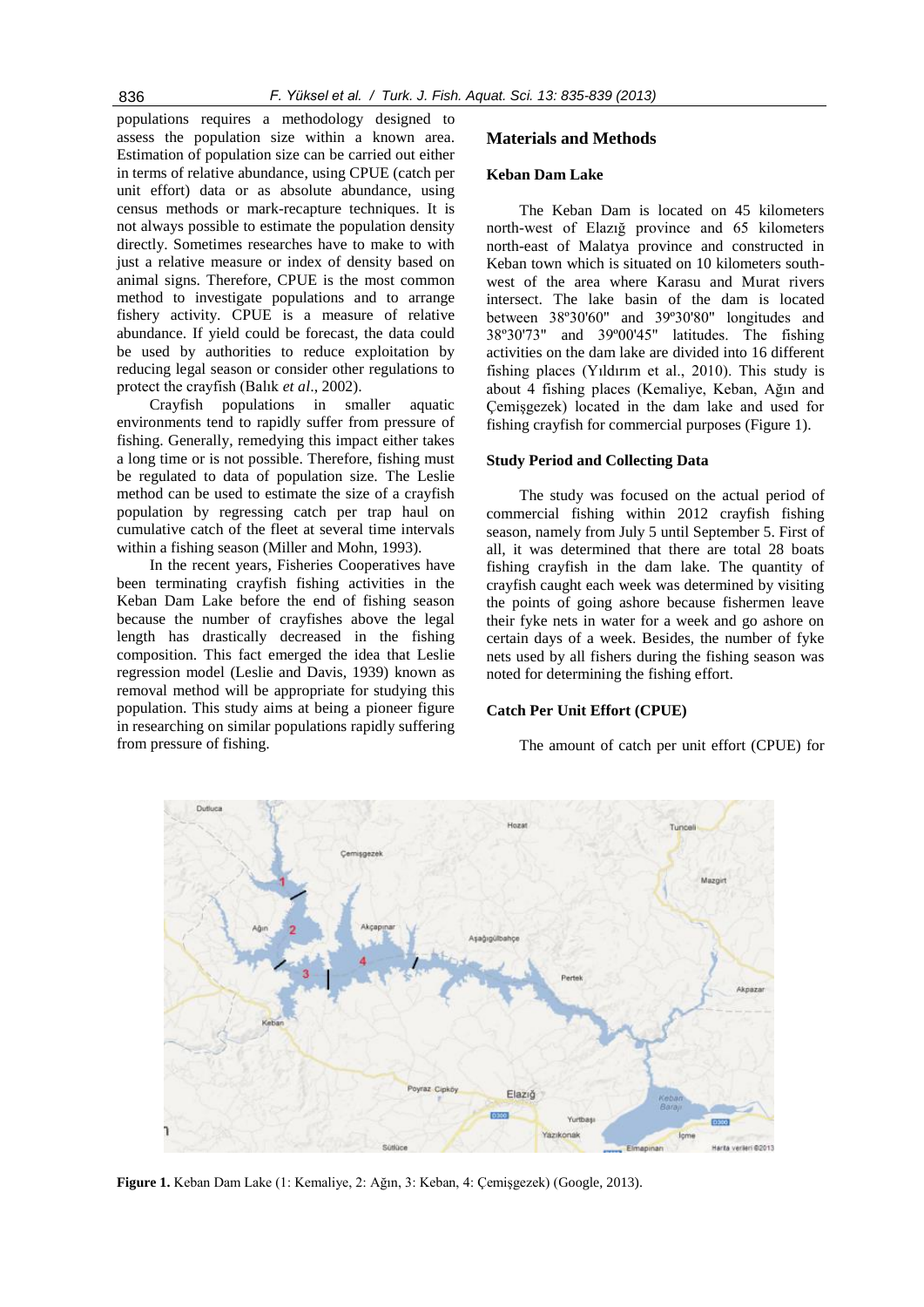populations requires a methodology designed to assess the population size within a known area. Estimation of population size can be carried out either in terms of relative abundance, using CPUE (catch per unit effort) data or as absolute abundance, using census methods or mark-recapture techniques. It is not always possible to estimate the population density directly. Sometimes researches have to make to with just a relative measure or index of density based on animal signs. Therefore, CPUE is the most common method to investigate populations and to arrange fishery activity. CPUE is a measure of relative abundance. If yield could be forecast, the data could be used by authorities to reduce exploitation by reducing legal season or consider other regulations to protect the crayfish (Balık *et al*., 2002).

Crayfish populations in smaller aquatic environments tend to rapidly suffer from pressure of fishing. Generally, remedying this impact either takes a long time or is not possible. Therefore, fishing must be regulated to data of population size. The Leslie method can be used to estimate the size of a crayfish population by regressing catch per trap haul on cumulative catch of the fleet at several time intervals within a fishing season (Miller and Mohn, 1993).

In the recent years, Fisheries Cooperatives have been terminating crayfish fishing activities in the Keban Dam Lake before the end of fishing season because the number of crayfishes above the legal length has drastically decreased in the fishing composition. This fact emerged the idea that Leslie regression model (Leslie and Davis, 1939) known as removal method will be appropriate for studying this population. This study aims at being a pioneer figure in researching on similar populations rapidly suffering from pressure of fishing.

## Materials and Methods

### Keban Dam Lake

The Keban Dam is located on 45 kilometers north-west of Elazığ province and 65 kilometers north-east of Malatya province and constructed in Keban town which is situated on 10 kilometers south-west of the area where Karasu and Murat rivers intersect. The lake basin of the dam is located between 38º30'60" and 39º30'80" longitudes and 38º30'73" and 39º00'45" latitudes. The fishing activities on the dam lake are divided into 16 different fishing places (Yıldırım et al., 2010). This study is about 4 fishing places (Kemaliye, Keban, Ağın and Çemişgezek) located in the dam lake and used for fishing crayfish for commercial purposes (Figure 1).

### Study Period and Collecting Data

The study was focused on the actual period of commercial fishing within 2012 crayfish fishing season, namely from July 5 until September 5. First of all, it was determined that there are total 28 boats fishing crayfish in the dam lake. The quantity of crayfish caught each week was determined by visiting the points of going ashore because fishermen leave their fyke nets in water for a week and go ashore on certain days of a week. Besides, the number of fyke nets used by all fishers during the fishing season was noted for determining the fishing effort.

### Catch Per Unit Effort (CPUE)

The amount of catch per unit effort (CPUE) for

**Figure 1.** Keban Dam Lake (1: Kemaliye, 2: Ağın, 3: Keban, 4: Çemişgezek) (Google, 2013).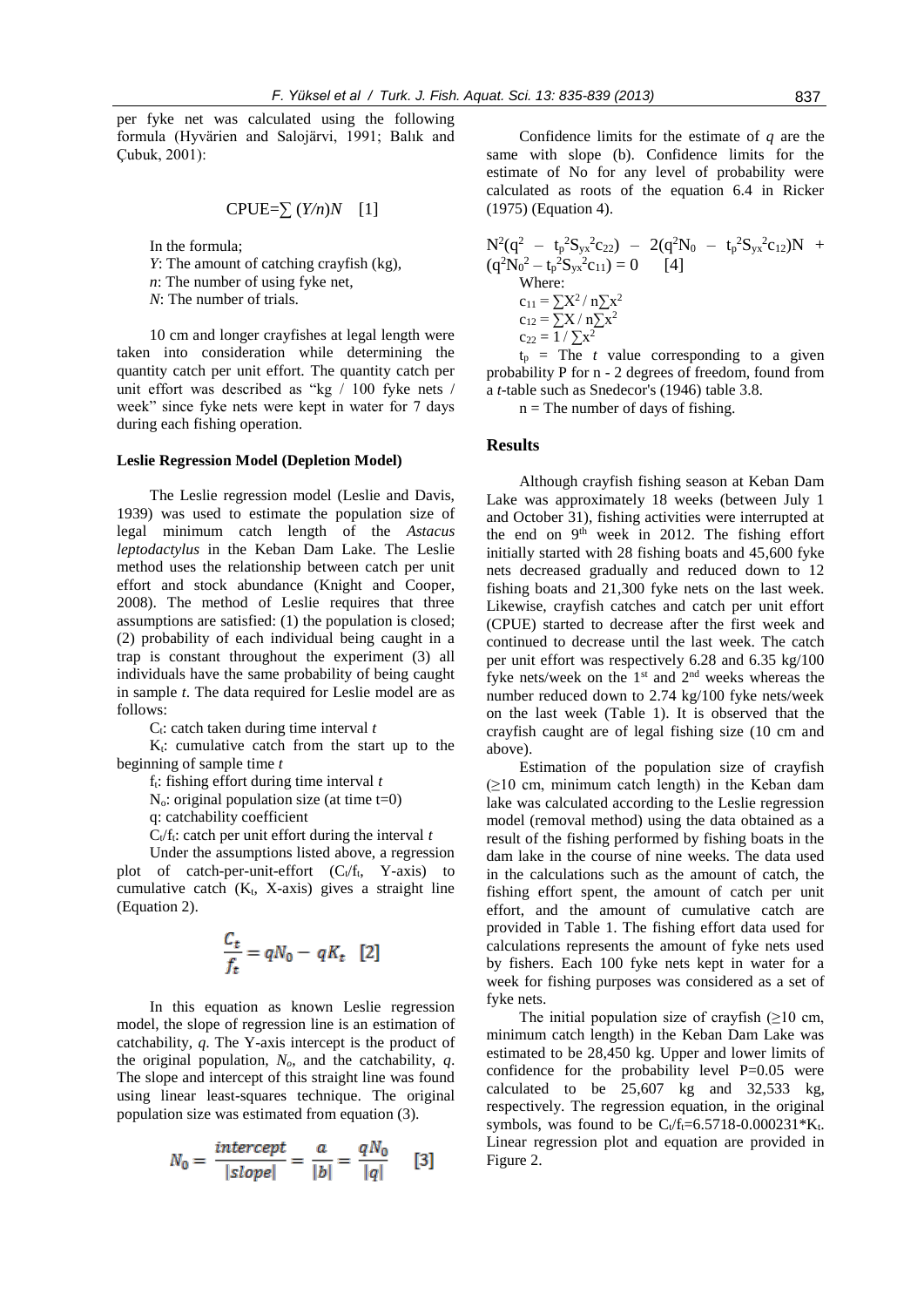per fyke net was calculated using the following formula (Hyvärien and Salojärvi, 1991; Balık and Çubuk, 2001):

$$CPUE=\sum (Y/n)N \quad [1]$$

In the formula;
*Y*: The amount of catching crayfish (kg),
*n*: The number of using fyke net,
*N*: The number of trials.

10 cm and longer crayfishes at legal length were taken into consideration while determining the quantity catch per unit effort. The quantity catch per unit effort was described as "kg / 100 fyke nets / week" since fyke nets were kept in water for 7 days during each fishing operation.

### Leslie Regression Model (Depletion Model)

The Leslie regression model (Leslie and Davis, 1939) was used to estimate the population size of legal minimum catch length of the *Astacus leptodactylus* in the Keban Dam Lake. The Leslie method uses the relationship between catch per unit effort and stock abundance (Knight and Cooper, 2008). The method of Leslie requires that three assumptions are satisfied: (1) the population is closed; (2) probability of each individual being caught in a trap is constant throughout the experiment (3) all individuals have the same probability of being caught in sample *t*. The data required for Leslie model are as follows:

$C_t$: catch taken during time interval *t*

$K_t$: cumulative catch from the start up to the beginning of sample time *t*

$f_t$: fishing effort during time interval *t*

$N_o$: original population size (at time t=0)

q: catchability coefficient

$C_t/f_t$: catch per unit effort during the interval *t*

Under the assumptions listed above, a regression plot of catch-per-unit-effort ($C_t/f_t$, Y-axis) to cumulative catch ($K_t$, X-axis) gives a straight line (Equation 2).

$$\frac{C_t}{f_t} = qN_0 - qK_t \quad [2]$$

In this equation as known Leslie regression model, the slope of regression line is an estimation of catchability, *q*. The Y-axis intercept is the product of the original population, $N_o$, and the catchability, *q*. The slope and intercept of this straight line was found using linear least-squares technique. The original population size was estimated from equation (3).

$$N_0 = \frac{intercept}{|slope|} = \frac{a}{|b|} = \frac{qN_0}{|q|} \quad [3]$$

Confidence limits for the estimate of *q* are the same with slope (b). Confidence limits for the estimate of No for any level of probability were calculated as roots of the equation 6.4 in Ricker (1975) (Equation 4).

$$N^2(q^2 - t_p^2S_{yx}^2c_{22}) - 2(q^2N_0 - t_p^2S_{yx}^2c_{12})N + (q^2N_0^2 - t_p^2S_{yx}^2c_{11}) = 0 \quad [4]$$

Where:

$c_{11} = \sum X^2 / n\sum x^2$

$c_{12} = \sum X / n\sum x^2$

$c_{22} = 1 / \sum x^2$

$t_p$ = The *t* value corresponding to a given probability P for n - 2 degrees of freedom, found from a *t*-table such as Snedecor's (1946) table 3.8.

n = The number of days of fishing.

## Results

Although crayfish fishing season at Keban Dam Lake was approximately 18 weeks (between July 1 and October 31), fishing activities were interrupted at the end on 9th week in 2012. The fishing effort initially started with 28 fishing boats and 45,600 fyke nets decreased gradually and reduced down to 12 fishing boats and 21,300 fyke nets on the last week. Likewise, crayfish catches and catch per unit effort (CPUE) started to decrease after the first week and continued to decrease until the last week. The catch per unit effort was respectively 6.28 and 6.35 kg/100 fyke nets/week on the 1st and 2nd weeks whereas the number reduced down to 2.74 kg/100 fyke nets/week on the last week (Table 1). It is observed that the crayfish caught are of legal fishing size (10 cm and above).

Estimation of the population size of crayfish (≥10 cm, minimum catch length) in the Keban dam lake was calculated according to the Leslie regression model (removal method) using the data obtained as a result of the fishing performed by fishing boats in the dam lake in the course of nine weeks. The data used in the calculations such as the amount of catch, the fishing effort spent, the amount of catch per unit effort, and the amount of cumulative catch are provided in Table 1. The fishing effort data used for calculations represents the amount of fyke nets used by fishers. Each 100 fyke nets kept in water for a week for fishing purposes was considered as a set of fyke nets.

The initial population size of crayfish (≥10 cm, minimum catch length) in the Keban Dam Lake was estimated to be 28,450 kg. Upper and lower limits of confidence for the probability level P=0.05 were calculated to be 25,607 kg and 32,533 kg, respectively. The regression equation, in the original symbols, was found to be $C_t/f_t=6.5718-0.000231*K_t$. Linear regression plot and equation are provided in Figure 2.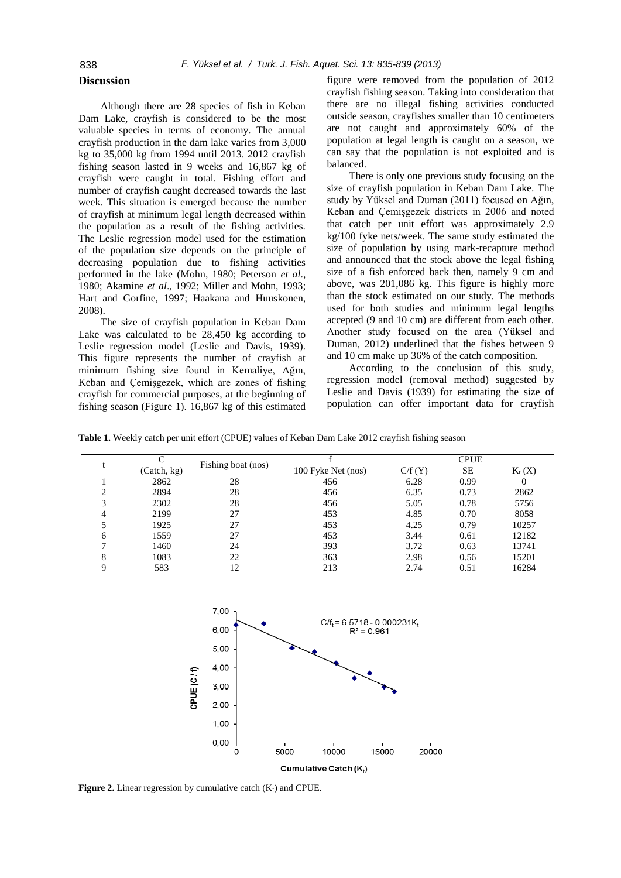## Discussion

Although there are 28 species of fish in Keban Dam Lake, crayfish is considered to be the most valuable species in terms of economy. The annual crayfish production in the dam lake varies from 3,000 kg to 35,000 kg from 1994 until 2013. 2012 crayfish fishing season lasted in 9 weeks and 16,867 kg of crayfish were caught in total. Fishing effort and number of crayfish caught decreased towards the last week. This situation is emerged because the number of crayfish at minimum legal length decreased within the population as a result of the fishing activities. The Leslie regression model used for the estimation of the population size depends on the principle of decreasing population due to fishing activities performed in the lake (Mohn, 1980; Peterson *et al*., 1980; Akamine *et al*., 1992; Miller and Mohn, 1993; Hart and Gorfine, 1997; Haakana and Huuskonen, 2008).

The size of crayfish population in Keban Dam Lake was calculated to be 28,450 kg according to Leslie regression model (Leslie and Davis, 1939). This figure represents the number of crayfish at minimum fishing size found in Kemaliye, Ağın, Keban and Çemişgezek, which are zones of fishing crayfish for commercial purposes, at the beginning of fishing season (Figure 1). 16,867 kg of this estimated figure were removed from the population of 2012 crayfish fishing season. Taking into consideration that there are no illegal fishing activities conducted outside season, crayfishes smaller than 10 centimeters are not caught and approximately 60% of the population at legal length is caught on a season, we can say that the population is not exploited and is balanced.

There is only one previous study focusing on the size of crayfish population in Keban Dam Lake. The study by Yüksel and Duman (2011) focused on Ağın, Keban and Çemişgezek districts in 2006 and noted that catch per unit effort was approximately 2.9 kg/100 fyke nets/week. The same study estimated the size of population by using mark-recapture method and announced that the stock above the legal fishing size of a fish enforced back then, namely 9 cm and above, was 201,086 kg. This figure is highly more than the stock estimated on our study. The methods used for both studies and minimum legal lengths accepted (9 and 10 cm) are different from each other. Another study focused on the area (Yüksel and Duman, 2012) underlined that the fishes between 9 and 10 cm make up 36% of the catch composition.

According to the conclusion of this study, regression model (removal method) suggested by Leslie and Davis (1939) for estimating the size of population can offer important data for crayfish

**Table 1.** Weekly catch per unit effort (CPUE) values of Keban Dam Lake 2012 crayfish fishing season

| t | C (Catch, kg) | Fishing boat (nos) | f 100 Fyke Net (nos) | CPUE C/f (Y) | SE | $K_t$ (X) |
|---|---|---|---|---|---|---|
| 1 | 2862 | 28 | 456 | 6.28 | 0.99 | 0 |
| 2 | 2894 | 28 | 456 | 6.35 | 0.73 | 2862 |
| 3 | 2302 | 28 | 456 | 5.05 | 0.78 | 5756 |
| 4 | 2199 | 27 | 453 | 4.85 | 0.70 | 8058 |
| 5 | 1925 | 27 | 453 | 4.25 | 0.79 | 10257 |
| 6 | 1559 | 27 | 453 | 3.44 | 0.61 | 12182 |
| 7 | 1460 | 24 | 393 | 3.72 | 0.63 | 13741 |
| 8 | 1083 | 22 | 363 | 2.98 | 0.56 | 15201 |
| 9 | 583 | 12 | 213 | 2.74 | 0.51 | 16284 |

$C/f_t = 6.5718 - 0.000231K_t$
$R^2 = 0.961$

**Figure 2.** Linear regression by cumulative catch ($K_t$) and CPUE.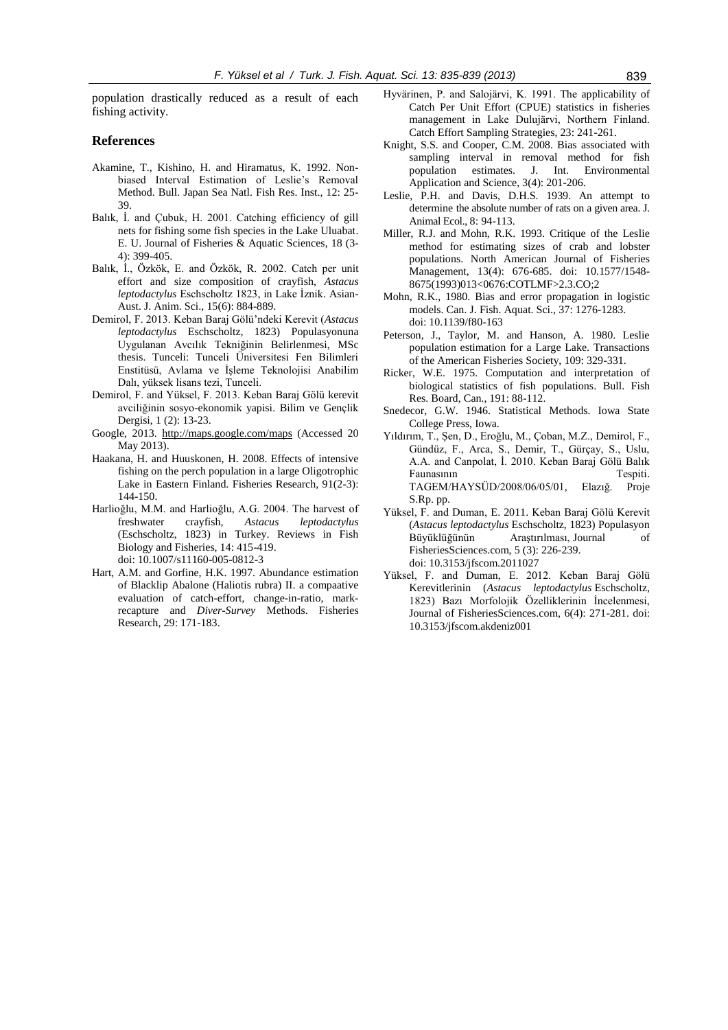population drastically reduced as a result of each fishing activity.

## References

Akamine, T., Kishino, H. and Hiramatus, K. 1992. Non-biased Interval Estimation of Leslie's Removal Method. Bull. Japan Sea Natl. Fish Res. Inst., 12: 25-39.

Balık, İ. and Çubuk, H. 2001. Catching efficiency of gill nets for fishing some fish species in the Lake Uluabat. E. U. Journal of Fisheries & Aquatic Sciences, 18 (3-4): 399-405.

Balık, İ., Özkök, E. and Özkök, R. 2002. Catch per unit effort and size composition of crayfish, *Astacus leptodactylus* Eschscholtz 1823, in Lake İznik. Asian-Aust. J. Anim. Sci., 15(6): 884-889.

Demirol, F. 2013. Keban Baraj Gölü'ndeki Kerevit (*Astacus leptodactylus* Eschscholtz, 1823) Populasyonuna Uygulanan Avcılık Tekniğinin Belirlenmesi, MSc thesis. Tunceli: Tunceli Üniversitesi Fen Bilimleri Enstitüsü, Avlama ve İşleme Teknolojisi Anabilim Dalı, yüksek lisans tezi, Tunceli.

Demirol, F. and Yüksel, F. 2013. Keban Baraj Gölü kerevit avciliğinin sosyo-ekonomik yapisi. Bilim ve Gençlik Dergisi, 1 (2): 13-23.

Google, 2013. http://maps.google.com/maps (Accessed 20 May 2013).

Haakana, H. and Huuskonen, H. 2008. Effects of intensive fishing on the perch population in a large Oligotrophic Lake in Eastern Finland. Fisheries Research, 91(2-3): 144-150.

Harlioğlu, M.M. and Harlioğlu, A.G. 2004. The harvest of freshwater crayfish, *Astacus leptodactylus* (Eschscholtz, 1823) in Turkey. Reviews in Fish Biology and Fisheries, 14: 415-419. doi: 10.1007/s11160-005-0812-3

Hart, A.M. and Gorfine, H.K. 1997. Abundance estimation of Blacklip Abalone (Haliotis rubra) II. a compaative evaluation of catch-effort, change-in-ratio, mark-recapture and *Diver-Survey* Methods. Fisheries Research, 29: 171-183.

Hyvärinen, P. and Salojärvi, K. 1991. The applicability of Catch Per Unit Effort (CPUE) statistics in fisheries management in Lake Dulujärvi, Northern Finland. Catch Effort Sampling Strategies, 23: 241-261.

Knight, S.S. and Cooper, C.M. 2008. Bias associated with sampling interval in removal method for fish population estimates. J. Int. Environmental Application and Science, 3(4): 201-206.

Leslie, P.H. and Davis, D.H.S. 1939. An attempt to determine the absolute number of rats on a given area. J. Animal Ecol., 8: 94-113.

Miller, R.J. and Mohn, R.K. 1993. Critique of the Leslie method for estimating sizes of crab and lobster populations. North American Journal of Fisheries Management, 13(4): 676-685. doi: 10.1577/1548-8675(1993)013<0676:COTLMF>2.3.CO;2

Mohn, R.K., 1980. Bias and error propagation in logistic models. Can. J. Fish. Aquat. Sci., 37: 1276-1283. doi: 10.1139/f80-163

Peterson, J., Taylor, M. and Hanson, A. 1980. Leslie population estimation for a Large Lake. Transactions of the American Fisheries Society, 109: 329-331.

Ricker, W.E. 1975. Computation and interpretation of biological statistics of fish populations. Bull. Fish Res. Board, Can., 191: 88-112.

Snedecor, G.W. 1946. Statistical Methods. Iowa State College Press, Iowa.

Yıldırım, T., Şen, D., Eroğlu, M., Çoban, M.Z., Demirol, F., Gündüz, F., Arca, S., Demir, T., Gürçay, S., Uslu, A.A. and Canpolat, İ. 2010. Keban Baraj Gölü Balık Faunasının Tespiti. TAGEM/HAYSÜD/2008/06/05/01, Elazığ. Proje S.Rp. pp.

Yüksel, F. and Duman, E. 2011. Keban Baraj Gölü Kerevit (*Astacus leptodactylus* Eschscholtz, 1823) Populasyon Büyüklüğünün Araştırılması, Journal of FisheriesSciences.com, 5 (3): 226-239. doi: 10.3153/jfscom.2011027

Yüksel, F. and Duman, E. 2012. Keban Baraj Gölü Kerevitlerinin (*Astacus leptodactylus* Eschscholtz, 1823) Bazı Morfolojik Özelliklerinin İncelenmesi, Journal of FisheriesSciences.com, 6(4): 271-281. doi: 10.3153/jfscom.akdeniz001